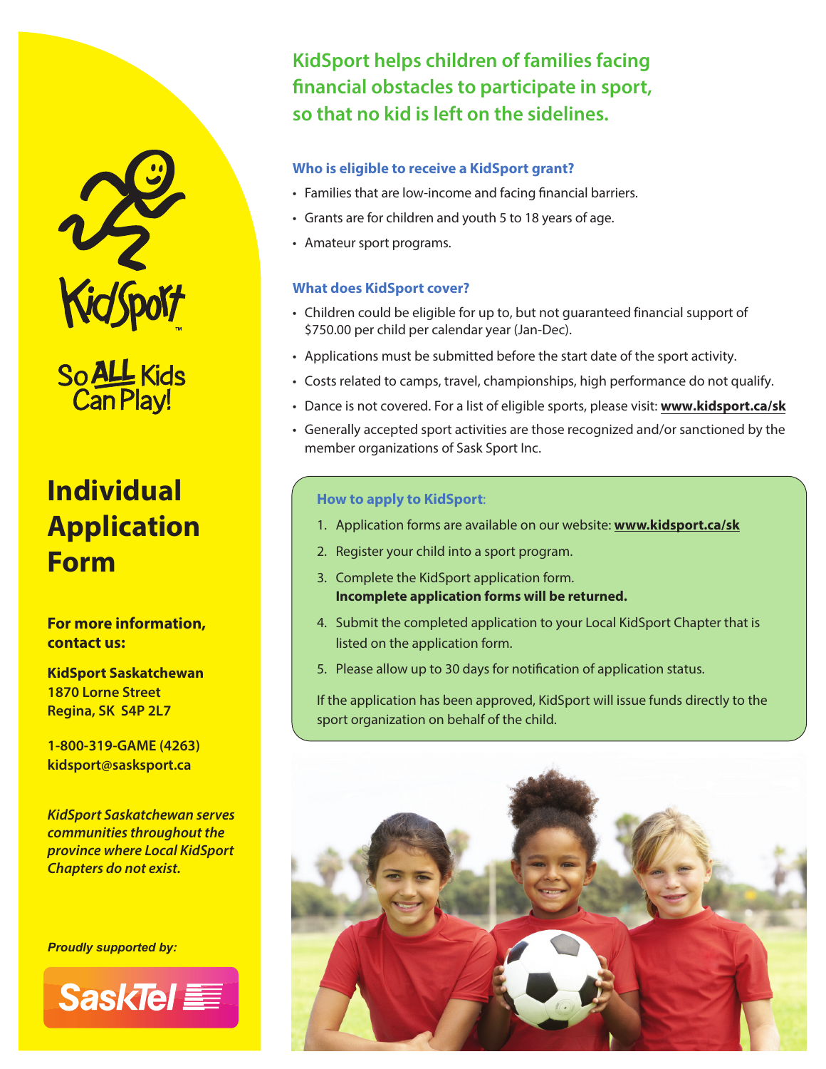KidSport

So ALL Kids Can Play!

# Individual Application Form

**For more information, contact us:**

**KidSport Saskatchewan**
**1870 Lorne Street**
**Regina, SK S4P 2L7**

**1-800-319-GAME (4263)**
**kidsport@sasksport.ca**

***KidSport Saskatchewan serves communities throughout the province where Local KidSport Chapters do not exist.***

***Proudly supported by:***

SaskTel

## KidSport helps children of families facing financial obstacles to participate in sport, so that no kid is left on the sidelines.

### Who is eligible to receive a KidSport grant?

- Families that are low-income and facing financial barriers.
- Grants are for children and youth 5 to 18 years of age.
- Amateur sport programs.

### What does KidSport cover?

- Children could be eligible for up to, but not guaranteed financial support of $750.00 per child per calendar year (Jan-Dec).
- Applications must be submitted before the start date of the sport activity.
- Costs related to camps, travel, championships, high performance do not qualify.
- Dance is not covered. For a list of eligible sports, please visit: **www.kidsport.ca/sk**
- Generally accepted sport activities are those recognized and/or sanctioned by the member organizations of Sask Sport Inc.

### How to apply to KidSport:

1. Application forms are available on our website: **www.kidsport.ca/sk**
2. Register your child into a sport program.
3. Complete the KidSport application form.
   **Incomplete application forms will be returned.**
4. Submit the completed application to your Local KidSport Chapter that is listed on the application form.
5. Please allow up to 30 days for notification of application status.

If the application has been approved, KidSport will issue funds directly to the sport organization on behalf of the child.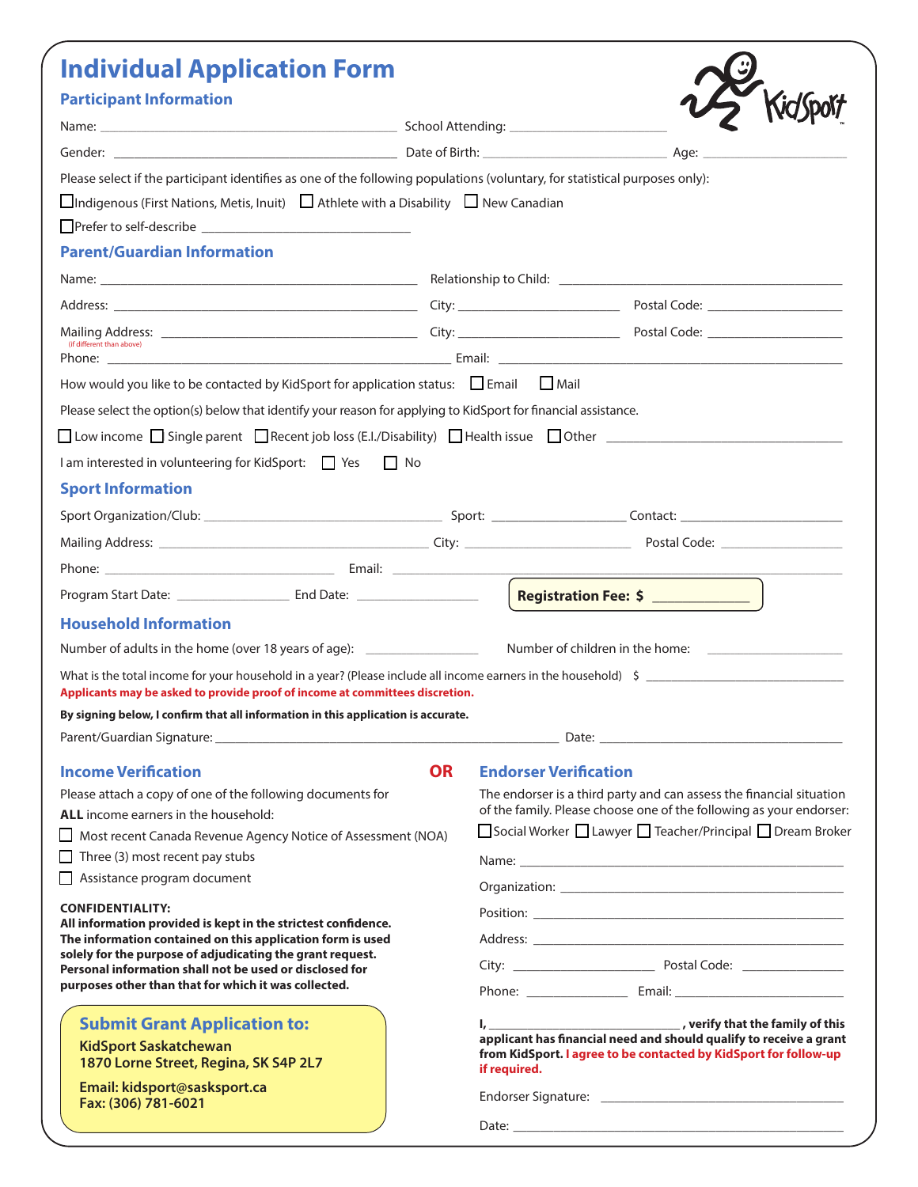# Individual Application Form

## Participant Information

Name: ______________________ School Attending: ______________________

Gender: ______________________ Date of Birth: ______________________ Age: ______________

Please select if the participant identifies as one of the following populations (voluntary, for statistical purposes only):

☐ Indigenous (First Nations, Metis, Inuit) ☐ Athlete with a Disability ☐ New Canadian

☐ Prefer to self-describe ______________________

## Parent/Guardian Information

Name: ______________________ Relationship to Child: ______________________

Address: ______________________ City: ______________ Postal Code: ______________

Mailing Address: ______________________ City: ______________ Postal Code: ______________
(if different than above)

Phone: ______________________ Email: ______________________

How would you like to be contacted by KidSport for application status: ☐ Email ☐ Mail

Please select the option(s) below that identify your reason for applying to KidSport for financial assistance.

☐ Low income ☐ Single parent ☐ Recent job loss (E.I./Disability) ☐ Health issue ☐ Other ______________________

I am interested in volunteering for KidSport: ☐ Yes ☐ No

## Sport Information

Sport Organization/Club: ______________________ Sport: ______________ Contact: ______________

Mailing Address: ______________________ City: ______________ Postal Code: ______________

Phone: ______________________ Email: ______________________

Program Start Date: ______________ End Date: ______________

**Registration Fee: $** ______________

## Household Information

Number of adults in the home (over 18 years of age): ______________ Number of children in the home: ______________

What is the total income for your household in a year? (Please include all income earners in the household) $ ______________

**Applicants may be asked to provide proof of income at committees discretion.**

**By signing below, I confirm that all information in this application is accurate.**

Parent/Guardian Signature: ______________________ Date: ______________

## Income Verification

Please attach a copy of one of the following documents for **ALL** income earners in the household:

☐ Most recent Canada Revenue Agency Notice of Assessment (NOA)

☐ Three (3) most recent pay stubs

☐ Assistance program document

**OR**

## Endorser Verification

The endorser is a third party and can assess the financial situation of the family. Please choose one of the following as your endorser:

☐ Social Worker ☐ Lawyer ☐ Teacher/Principal ☐ Dream Broker

Name: ______________________

Organization: ______________________

Position: ______________________

Address: ______________________

City: ______________ Postal Code: ______________

Phone: ______________ Email: ______________

**I, ______________________, verify that the family of this applicant has financial need and should qualify to receive a grant from KidSport. I agree to be contacted by KidSport for follow-up if required.**

Endorser Signature: ______________________

Date: ______________________

**CONFIDENTIALITY:**
**All information provided is kept in the strictest confidence. The information contained on this application form is used solely for the purpose of adjudicating the grant request. Personal information shall not be used or disclosed for purposes other than that for which it was collected.**

## Submit Grant Application to:

**KidSport Saskatchewan**
**1870 Lorne Street, Regina, SK S4P 2L7**

**Email: kidsport@sasksport.ca**
**Fax: (306) 781-6021**